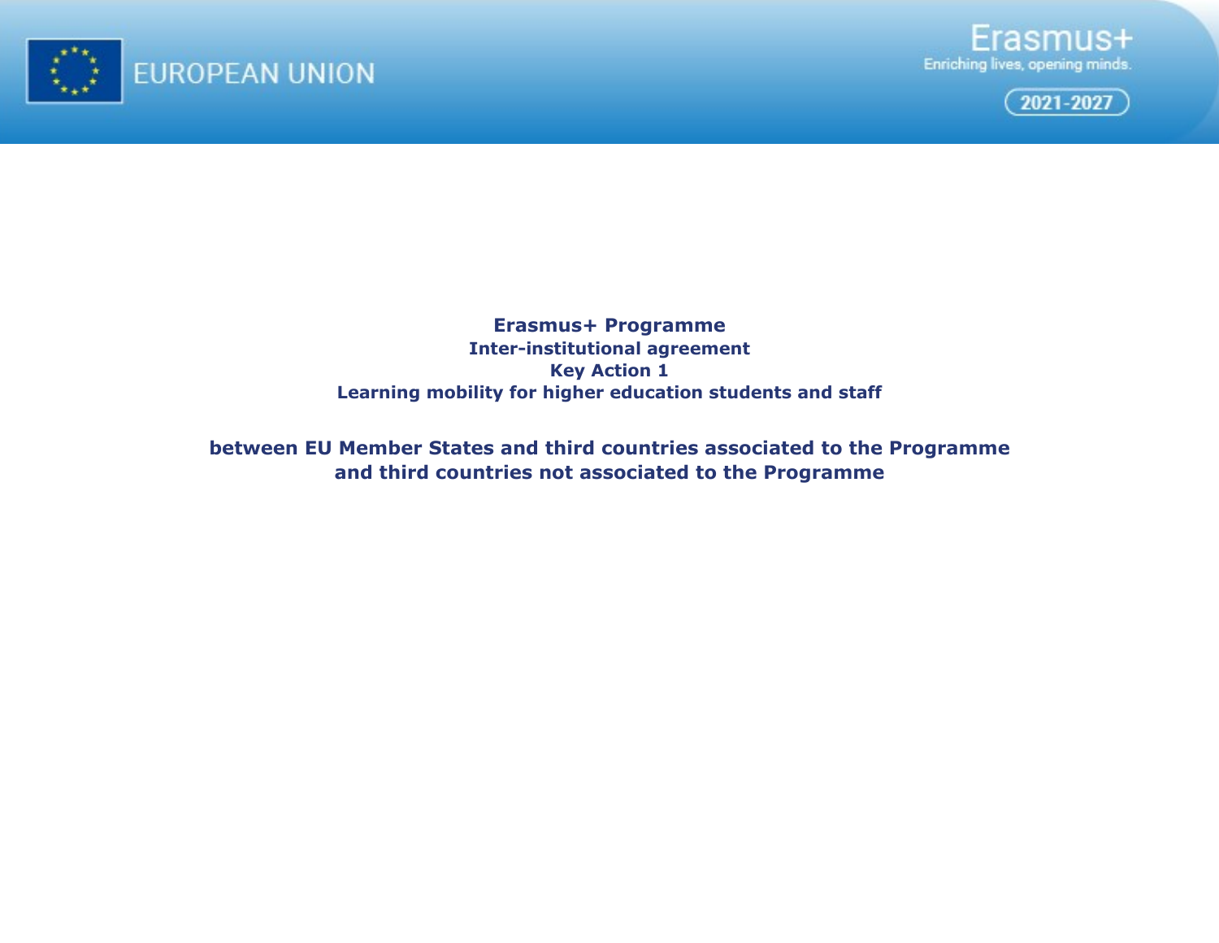EUROPEAN UNION

Erasmus+
Enriching lives, opening minds.
2021-2027

# Erasmus+ Programme

## Inter-institutional agreement

## Key Action 1

## Learning mobility for higher education students and staff

**between EU Member States and third countries associated to the Programme and third countries not associated to the Programme**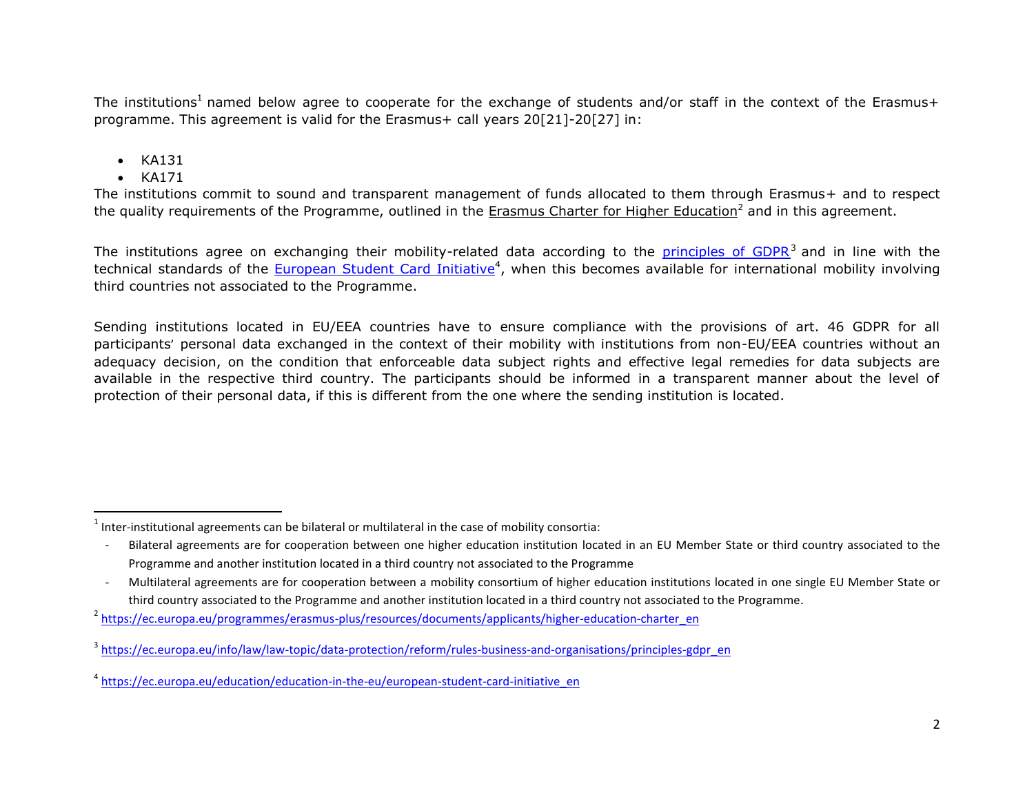The institutions[1] named below agree to cooperate for the exchange of students and/or staff in the context of the Erasmus+ programme. This agreement is valid for the Erasmus+ call years 20[21]-20[27] in:

- KA131
- KA171

The institutions commit to sound and transparent management of funds allocated to them through Erasmus+ and to respect the quality requirements of the Programme, outlined in the Erasmus Charter for Higher Education[2] and in this agreement.

The institutions agree on exchanging their mobility-related data according to the principles of GDPR[3] and in line with the technical standards of the European Student Card Initiative[4], when this becomes available for international mobility involving third countries not associated to the Programme.

Sending institutions located in EU/EEA countries have to ensure compliance with the provisions of art. 46 GDPR for all participants' personal data exchanged in the context of their mobility with institutions from non-EU/EEA countries without an adequacy decision, on the condition that enforceable data subject rights and effective legal remedies for data subjects are available in the respective third country. The participants should be informed in a transparent manner about the level of protection of their personal data, if this is different from the one where the sending institution is located.

---

[1] Inter-institutional agreements can be bilateral or multilateral in the case of mobility consortia:

- Bilateral agreements are for cooperation between one higher education institution located in an EU Member State or third country associated to the Programme and another institution located in a third country not associated to the Programme
- Multilateral agreements are for cooperation between a mobility consortium of higher education institutions located in one single EU Member State or third country associated to the Programme and another institution located in a third country not associated to the Programme.

[2] https://ec.europa.eu/programmes/erasmus-plus/resources/documents/applicants/higher-education-charter_en

[3] https://ec.europa.eu/info/law/law-topic/data-protection/reform/rules-business-and-organisations/principles-gdpr_en

[4] https://ec.europa.eu/education/education-in-the-eu/european-student-card-initiative_en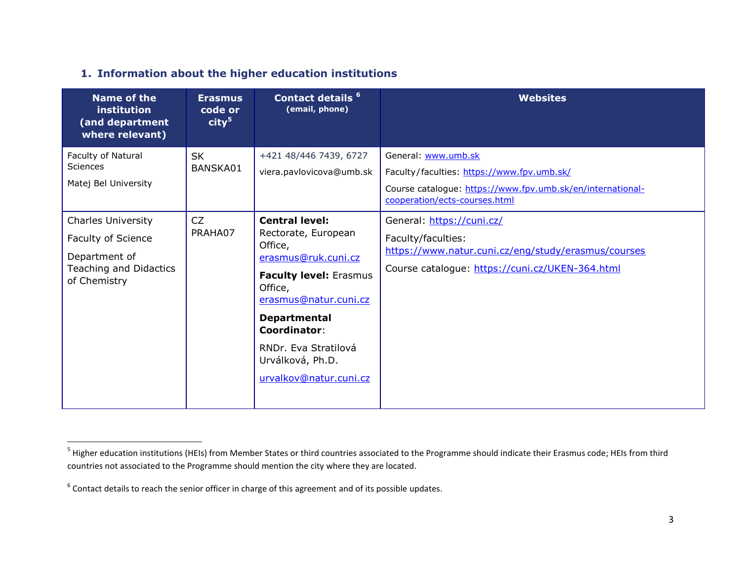## 1. Information about the higher education institutions

| Name of the institution (and department where relevant) | Erasmus code or city[5] | Contact details [6] (email, phone) | Websites |
|---|---|---|---|
| Faculty of Natural Sciences<br><br>Matej Bel University | SK BANSKA01 | +421 48/446 7439, 6727<br><br>viera.pavlovicova@umb.sk | General: www.umb.sk<br><br>Faculty/faculties: https://www.fpv.umb.sk/<br><br>Course catalogue: https://www.fpv.umb.sk/en/international-cooperation/ects-courses.html |
| Charles University<br><br>Faculty of Science<br><br>Department of Teaching and Didactics of Chemistry | CZ PRAHA07 | **Central level:** Rectorate, European Office, erasmus@ruk.cuni.cz<br><br>**Faculty level:** Erasmus Office, erasmus@natur.cuni.cz<br><br>**Departmental Coordinator**:<br><br>RNDr. Eva Stratilová Urválková, Ph.D.<br><br>urvalkov@natur.cuni.cz | General: https://cuni.cz/<br><br>Faculty/faculties: https://www.natur.cuni.cz/eng/study/erasmus/courses<br><br>Course catalogue: https://cuni.cz/UKEN-364.html |

[5] Higher education institutions (HEIs) from Member States or third countries associated to the Programme should indicate their Erasmus code; HEIs from third countries not associated to the Programme should mention the city where they are located.

[6] Contact details to reach the senior officer in charge of this agreement and of its possible updates.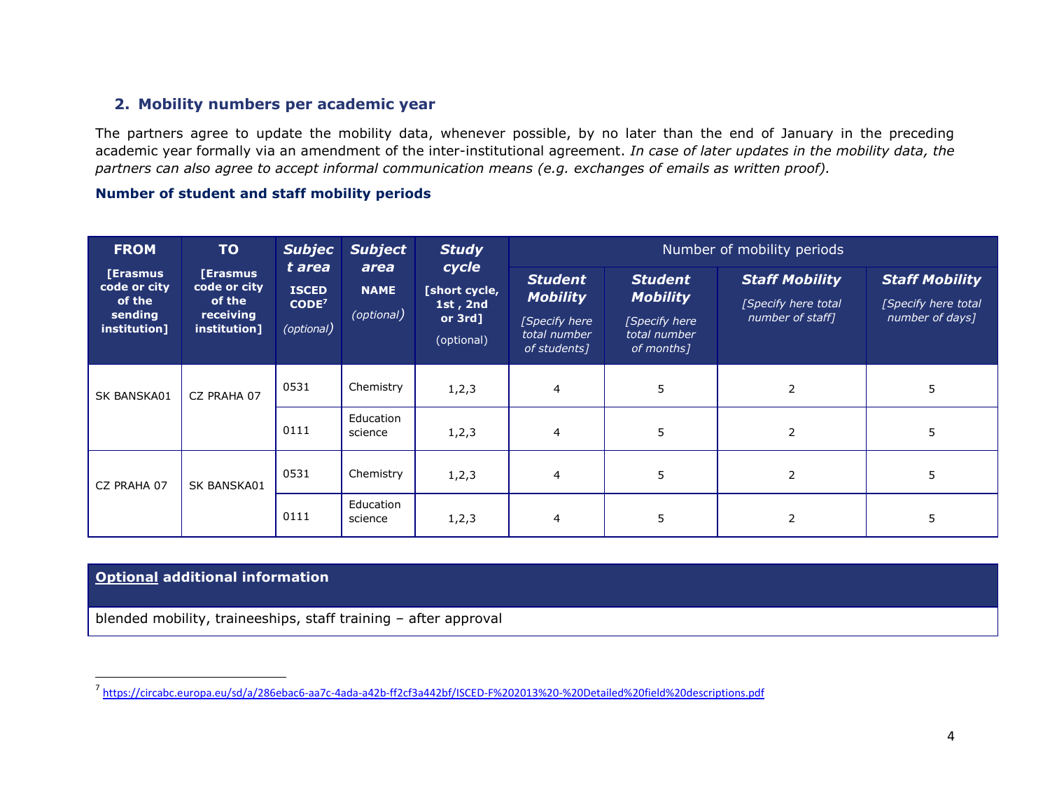## 2. Mobility numbers per academic year

The partners agree to update the mobility data, whenever possible, by no later than the end of January in the preceding academic year formally via an amendment of the inter-institutional agreement. *In case of later updates in the mobility data, the partners can also agree to accept informal communication means (e.g. exchanges of emails as written proof).*

**Number of student and staff mobility periods**

| **FROM** **[Erasmus code or city of the sending institution]** | **TO** **[Erasmus code or city of the receiving institution]** | ***Subject area*** **ISCED CODE**[7] *(optional)* | ***Subject area*** **NAME** *(optional)* | ***Study cycle*** **[short cycle, 1st , 2nd or 3rd]** (optional) | Number of mobility periods | | | |
|---|---|---|---|---|---|---|---|---|
| | | | | | ***Student Mobility*** *[Specify here total number of students]* | ***Student Mobility*** *[Specify here total number of months]* | ***Staff Mobility*** *[Specify here total number of staff]* | ***Staff Mobility*** *[Specify here total number of days]* |
| SK BANSKA01 | CZ PRAHA 07 | 0531 | Chemistry | 1,2,3 | 4 | 5 | 2 | 5 |
| | | 0111 | Education science | 1,2,3 | 4 | 5 | 2 | 5 |
| CZ PRAHA 07 | SK BANSKA01 | 0531 | Chemistry | 1,2,3 | 4 | 5 | 2 | 5 |
| | | 0111 | Education science | 1,2,3 | 4 | 5 | 2 | 5 |

| **Optional additional information** |
|---|
| blended mobility, traineeships, staff training – after approval |

[7] https://circabc.europa.eu/sd/a/286ebac6-aa7c-4ada-a42b-ff2cf3a442bf/ISCED-F%202013%20-%20Detailed%20field%20descriptions.pdf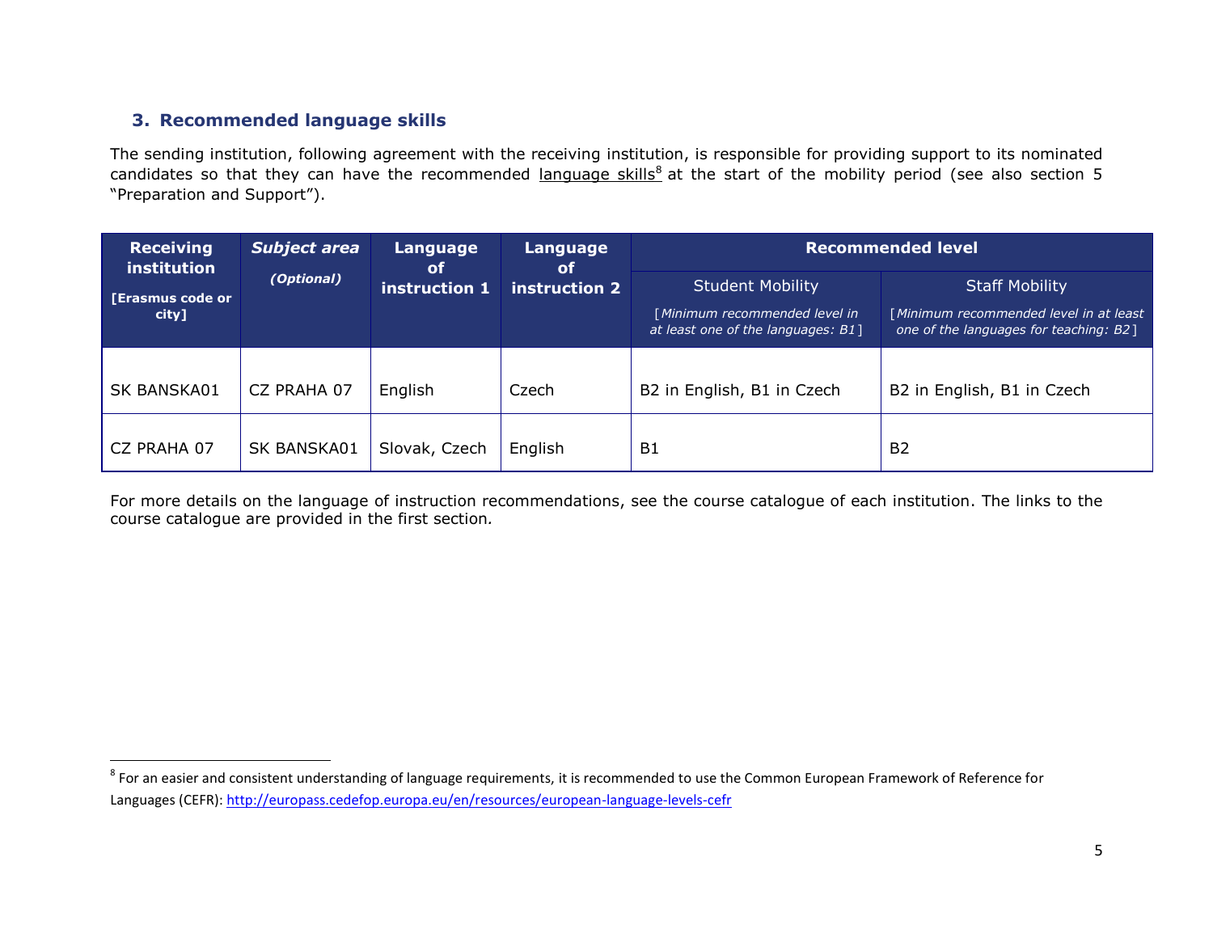### 3. Recommended language skills

The sending institution, following agreement with the receiving institution, is responsible for providing support to its nominated candidates so that they can have the recommended language skills[8] at the start of the mobility period (see also section 5 "Preparation and Support").

| **Receiving institution** [Erasmus code or city] | ***Subject area*** *(Optional)* | **Language of instruction 1** | **Language of instruction 2** | **Recommended level** | |
|---|---|---|---|---|---|
| | | | | Student Mobility [*Minimum recommended level in at least one of the languages: B1*] | Staff Mobility [*Minimum recommended level in at least one of the languages for teaching: B2*] |
| SK BANSKA01 | CZ PRAHA 07 | English | Czech | B2 in English, B1 in Czech | B2 in English, B1 in Czech |
| CZ PRAHA 07 | SK BANSKA01 | Slovak, Czech | English | B1 | B2 |

For more details on the language of instruction recommendations, see the course catalogue of each institution. The links to the course catalogue are provided in the first section.

[8] For an easier and consistent understanding of language requirements, it is recommended to use the Common European Framework of Reference for Languages (CEFR): http://europass.cedefop.europa.eu/en/resources/european-language-levels-cefr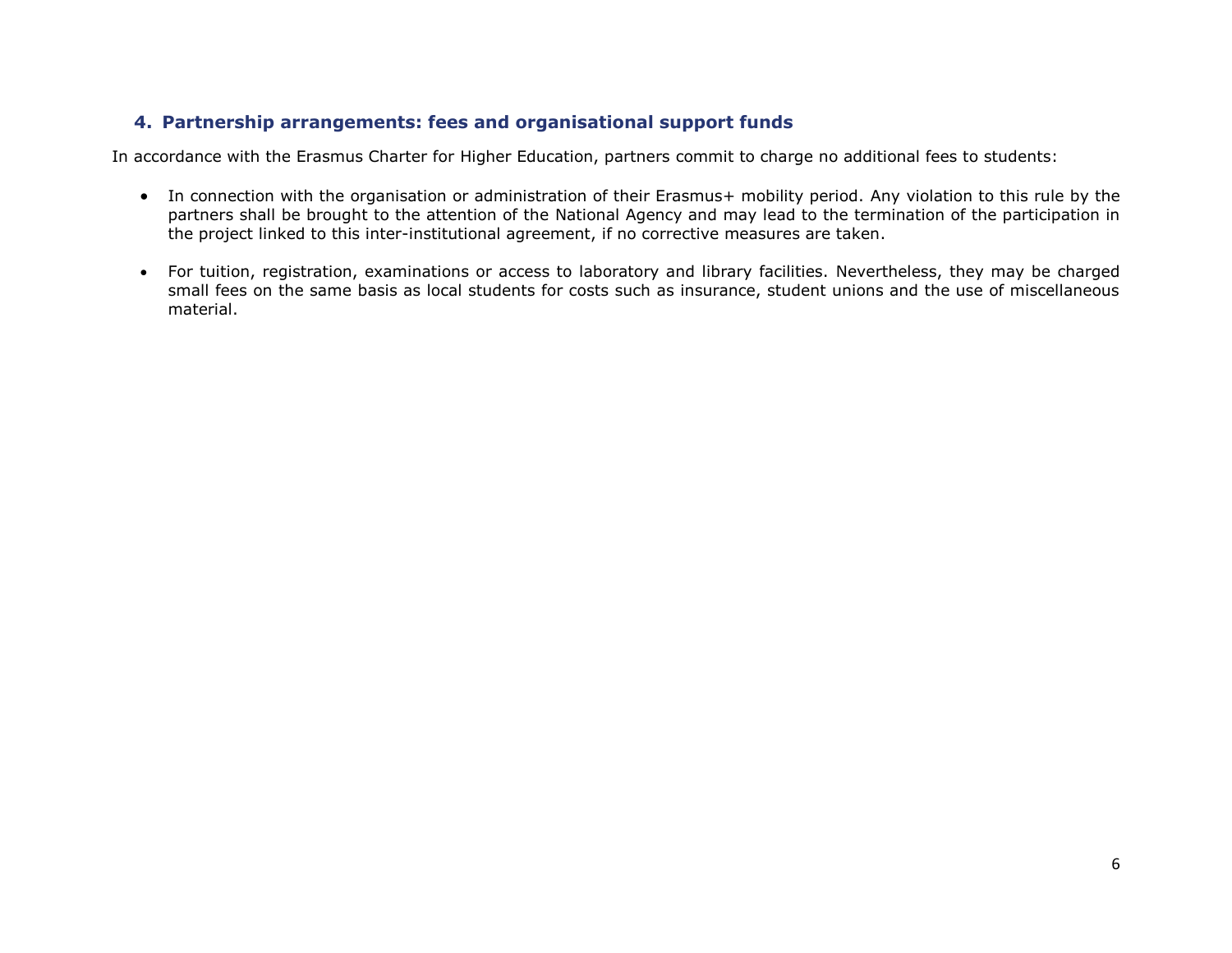## 4. Partnership arrangements: fees and organisational support funds

In accordance with the Erasmus Charter for Higher Education, partners commit to charge no additional fees to students:

- In connection with the organisation or administration of their Erasmus+ mobility period. Any violation to this rule by the partners shall be brought to the attention of the National Agency and may lead to the termination of the participation in the project linked to this inter-institutional agreement, if no corrective measures are taken.
- For tuition, registration, examinations or access to laboratory and library facilities. Nevertheless, they may be charged small fees on the same basis as local students for costs such as insurance, student unions and the use of miscellaneous material.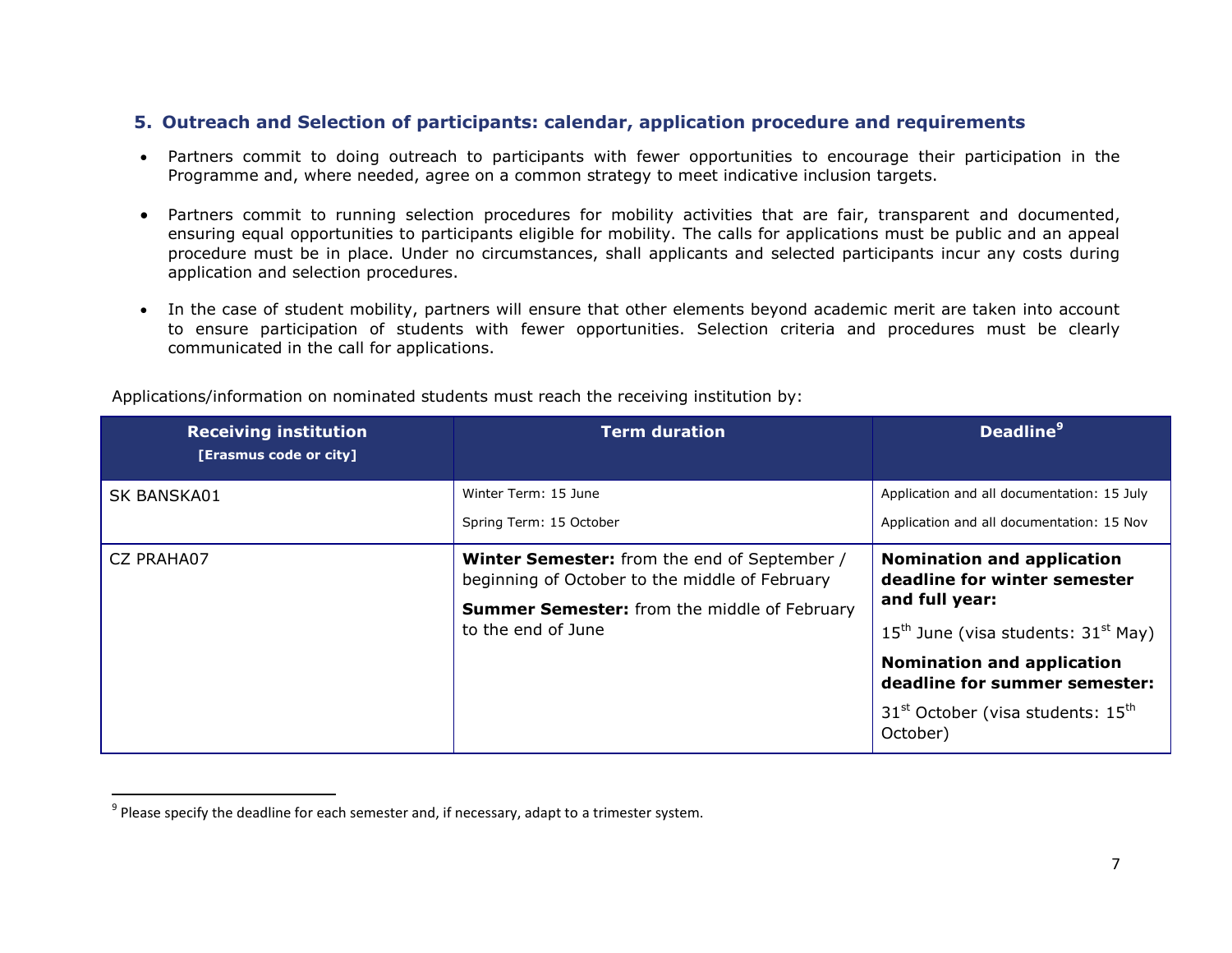## 5. Outreach and Selection of participants: calendar, application procedure and requirements

- Partners commit to doing outreach to participants with fewer opportunities to encourage their participation in the Programme and, where needed, agree on a common strategy to meet indicative inclusion targets.

- Partners commit to running selection procedures for mobility activities that are fair, transparent and documented, ensuring equal opportunities to participants eligible for mobility. The calls for applications must be public and an appeal procedure must be in place. Under no circumstances, shall applicants and selected participants incur any costs during application and selection procedures.

- In the case of student mobility, partners will ensure that other elements beyond academic merit are taken into account to ensure participation of students with fewer opportunities. Selection criteria and procedures must be clearly communicated in the call for applications.

Applications/information on nominated students must reach the receiving institution by:

| **Receiving institution** **[Erasmus code or city]** | **Term duration** | **Deadline**[9] |
|---|---|---|
| SK BANSKA01 | Winter Term: 15 June<br>Spring Term: 15 October | Application and all documentation: 15 July<br>Application and all documentation: 15 Nov |
| CZ PRAHA07 | **Winter Semester:** from the end of September / beginning of October to the middle of February<br>**Summer Semester:** from the middle of February to the end of June | **Nomination and application deadline for winter semester and full year:**<br>15th June (visa students: 31st May)<br>**Nomination and application deadline for summer semester:**<br>31st October (visa students: 15th October) |

[9] Please specify the deadline for each semester and, if necessary, adapt to a trimester system.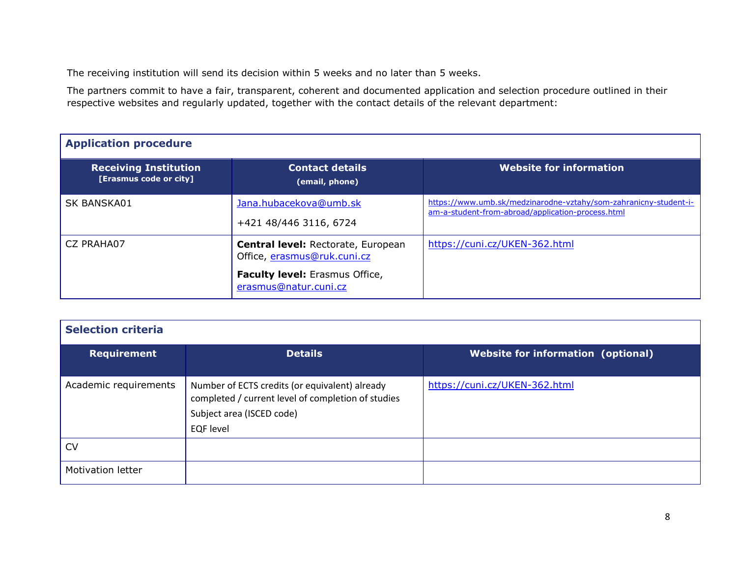The receiving institution will send its decision within 5 weeks and no later than 5 weeks.

The partners commit to have a fair, transparent, coherent and documented application and selection procedure outlined in their respective websites and regularly updated, together with the contact details of the relevant department:

**Application procedure**

| Receiving Institution [Erasmus code or city] | Contact details (email, phone) | Website for information |
|---|---|---|
| SK BANSKA01 | Jana.hubacekova@umb.sk<br>+421 48/446 3116, 6724 | https://www.umb.sk/medzinarodne-vztahy/som-zahranicny-student-i-am-a-student-from-abroad/application-process.html |
| CZ PRAHA07 | **Central level:** Rectorate, European Office, erasmus@ruk.cuni.cz<br>**Faculty level:** Erasmus Office, erasmus@natur.cuni.cz | https://cuni.cz/UKEN-362.html |

**Selection criteria**

| Requirement | Details | Website for information (optional) |
|---|---|---|
| Academic requirements | Number of ECTS credits (or equivalent) already completed / current level of completion of studies<br>Subject area (ISCED code)<br>EQF level | https://cuni.cz/UKEN-362.html |
| CV | | |
| Motivation letter | | |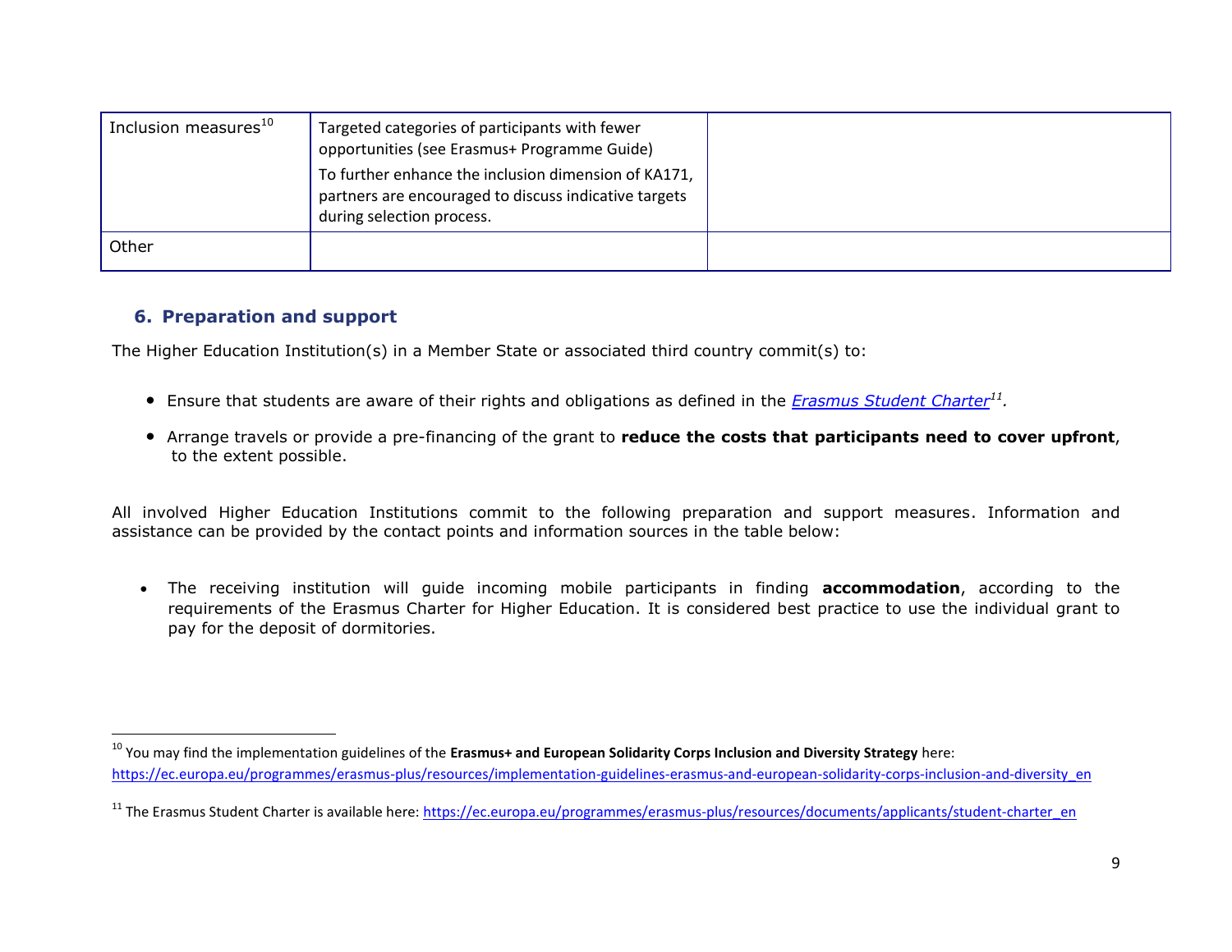| | | |
|---|---|---|
| Inclusion measures[10] | Targeted categories of participants with fewer opportunities (see Erasmus+ Programme Guide)<br>To further enhance the inclusion dimension of KA171, partners are encouraged to discuss indicative targets during selection process. | |
| Other | | |

## 6. Preparation and support

The Higher Education Institution(s) in a Member State or associated third country commit(s) to:

- Ensure that students are aware of their rights and obligations as defined in the [*Erasmus Student Charter*](https://ec.europa.eu/programmes/erasmus-plus/resources/documents/applicants/student-charter_en)[11].
- Arrange travels or provide a pre-financing of the grant to **reduce the costs that participants need to cover upfront**, to the extent possible.

All involved Higher Education Institutions commit to the following preparation and support measures. Information and assistance can be provided by the contact points and information sources in the table below:

- The receiving institution will guide incoming mobile participants in finding **accommodation**, according to the requirements of the Erasmus Charter for Higher Education. It is considered best practice to use the individual grant to pay for the deposit of dormitories.

---

[10] You may find the implementation guidelines of the **Erasmus+ and European Solidarity Corps Inclusion and Diversity Strategy** here: https://ec.europa.eu/programmes/erasmus-plus/resources/implementation-guidelines-erasmus-and-european-solidarity-corps-inclusion-and-diversity_en

[11] The Erasmus Student Charter is available here: https://ec.europa.eu/programmes/erasmus-plus/resources/documents/applicants/student-charter_en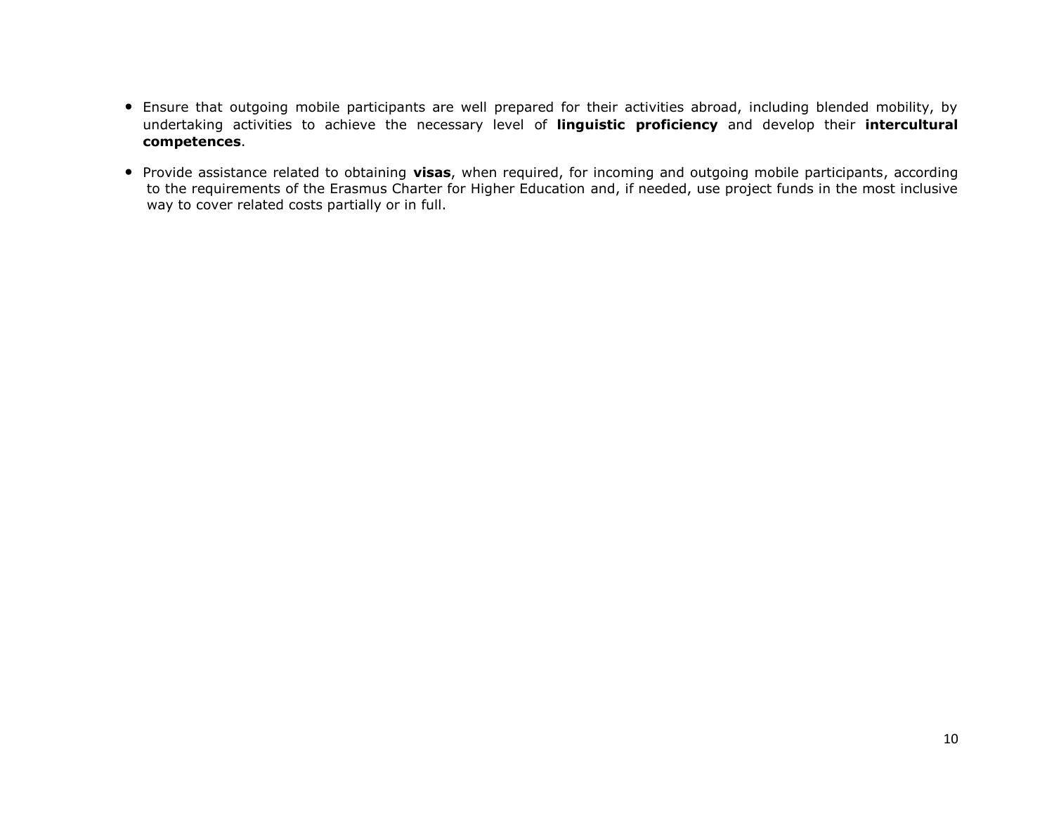- Ensure that outgoing mobile participants are well prepared for their activities abroad, including blended mobility, by undertaking activities to achieve the necessary level of **linguistic proficiency** and develop their **intercultural competences**.
- Provide assistance related to obtaining **visas**, when required, for incoming and outgoing mobile participants, according to the requirements of the Erasmus Charter for Higher Education and, if needed, use project funds in the most inclusive way to cover related costs partially or in full.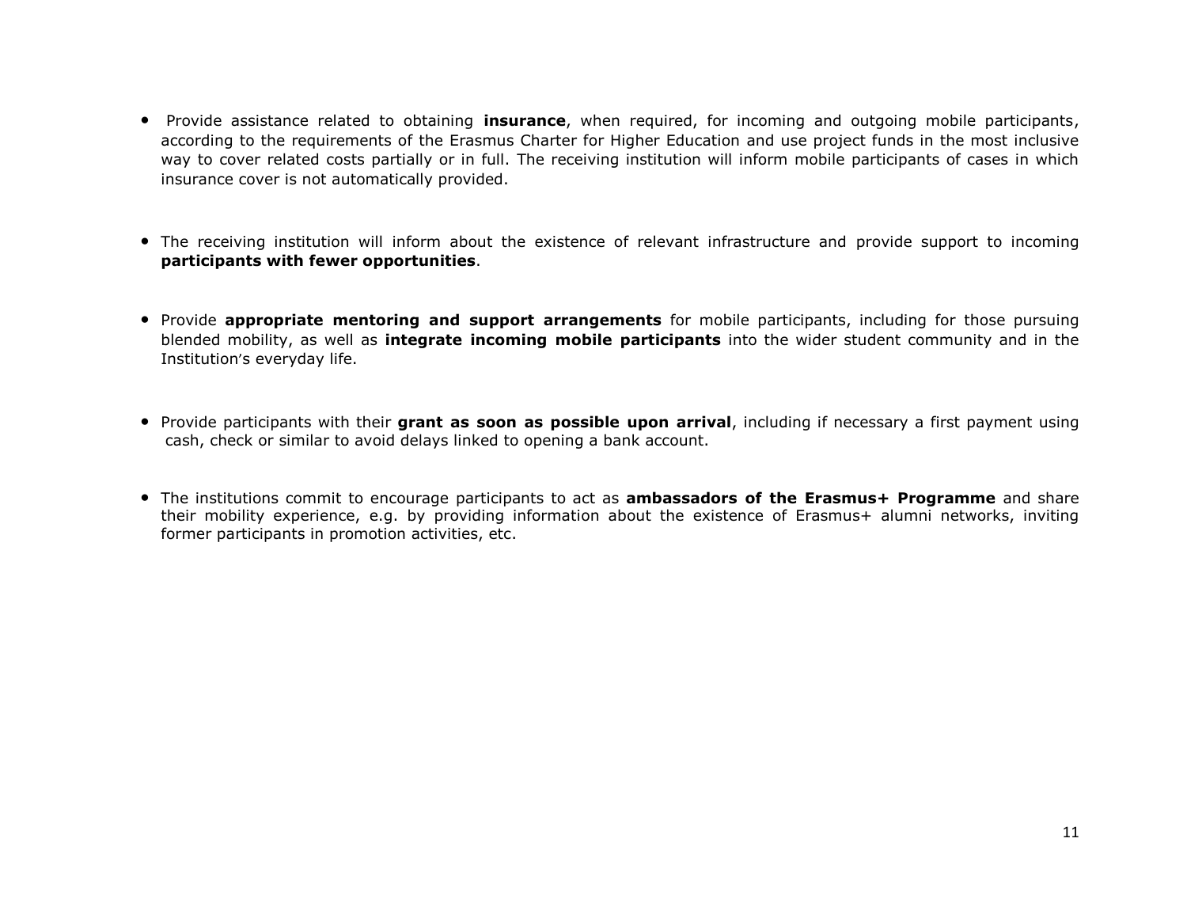- Provide assistance related to obtaining **insurance**, when required, for incoming and outgoing mobile participants, according to the requirements of the Erasmus Charter for Higher Education and use project funds in the most inclusive way to cover related costs partially or in full. The receiving institution will inform mobile participants of cases in which insurance cover is not automatically provided.

- The receiving institution will inform about the existence of relevant infrastructure and provide support to incoming **participants with fewer opportunities**.

- Provide **appropriate mentoring and support arrangements** for mobile participants, including for those pursuing blended mobility, as well as **integrate incoming mobile participants** into the wider student community and in the Institution's everyday life.

- Provide participants with their **grant as soon as possible upon arrival**, including if necessary a first payment using cash, check or similar to avoid delays linked to opening a bank account.

- The institutions commit to encourage participants to act as **ambassadors of the Erasmus+ Programme** and share their mobility experience, e.g. by providing information about the existence of Erasmus+ alumni networks, inviting former participants in promotion activities, etc.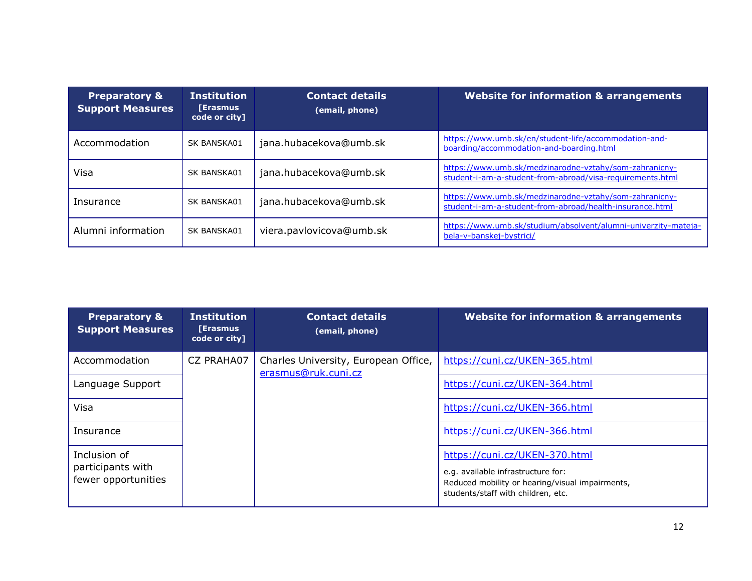| Preparatory & Support Measures | Institution [Erasmus code or city] | Contact details (email, phone) | Website for information & arrangements |
|---|---|---|---|
| Accommodation | SK BANSKA01 | jana.hubacekova@umb.sk | https://www.umb.sk/en/student-life/accommodation-and-boarding/accommodation-and-boarding.html |
| Visa | SK BANSKA01 | jana.hubacekova@umb.sk | https://www.umb.sk/medzinarodne-vztahy/som-zahranicny-student-i-am-a-student-from-abroad/visa-requirements.html |
| Insurance | SK BANSKA01 | jana.hubacekova@umb.sk | https://www.umb.sk/medzinarodne-vztahy/som-zahranicny-student-i-am-a-student-from-abroad/health-insurance.html |
| Alumni information | SK BANSKA01 | viera.pavlovicova@umb.sk | https://www.umb.sk/studium/absolvent/alumni-univerzity-mateja-bela-v-banskej-bystrici/ |

| Preparatory & Support Measures | Institution [Erasmus code or city] | Contact details (email, phone) | Website for information & arrangements |
|---|---|---|---|
| Accommodation | CZ PRAHA07 | Charles University, European Office, erasmus@ruk.cuni.cz | https://cuni.cz/UKEN-365.html |
| Language Support | | | https://cuni.cz/UKEN-364.html |
| Visa | | | https://cuni.cz/UKEN-366.html |
| Insurance | | | https://cuni.cz/UKEN-366.html |
| Inclusion of participants with fewer opportunities | | | https://cuni.cz/UKEN-370.html<br>e.g. available infrastructure for:<br>Reduced mobility or hearing/visual impairments, students/staff with children, etc. |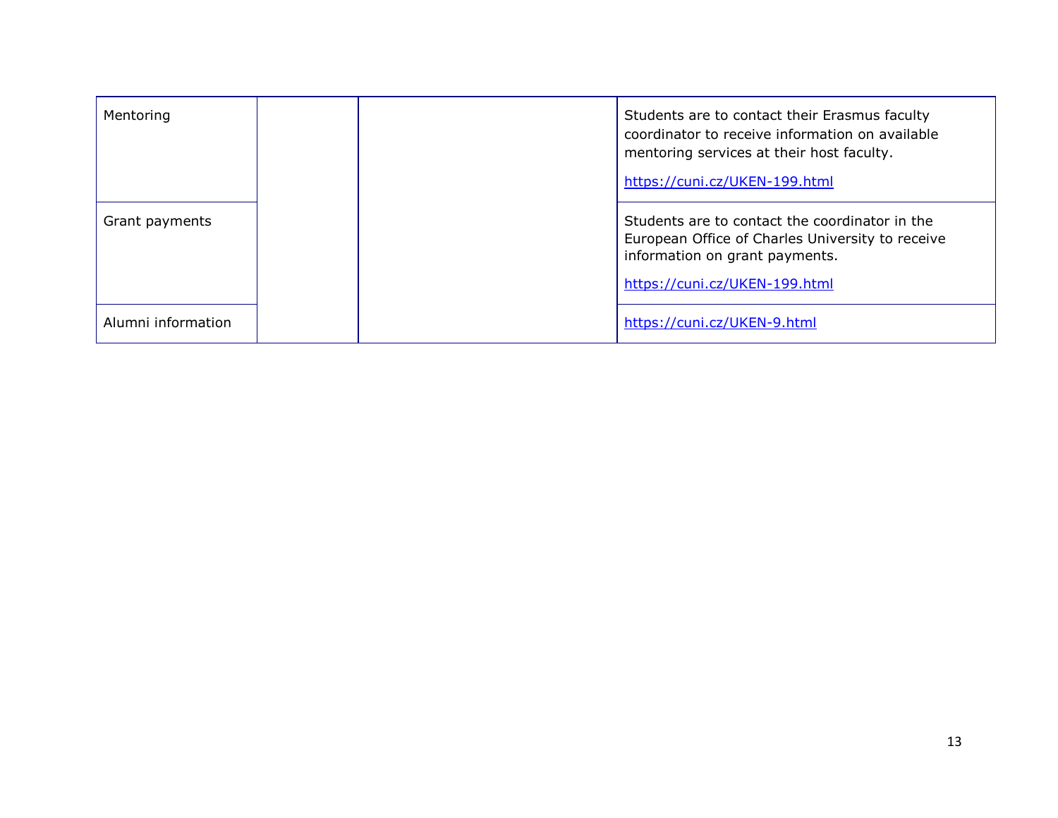| | | | |
|---|---|---|---|
| Mentoring | | | Students are to contact their Erasmus faculty coordinator to receive information on available mentoring services at their host faculty.<br><br>https://cuni.cz/UKEN-199.html |
| Grant payments | | | Students are to contact the coordinator in the European Office of Charles University to receive information on grant payments.<br><br>https://cuni.cz/UKEN-199.html |
| Alumni information | | | https://cuni.cz/UKEN-9.html |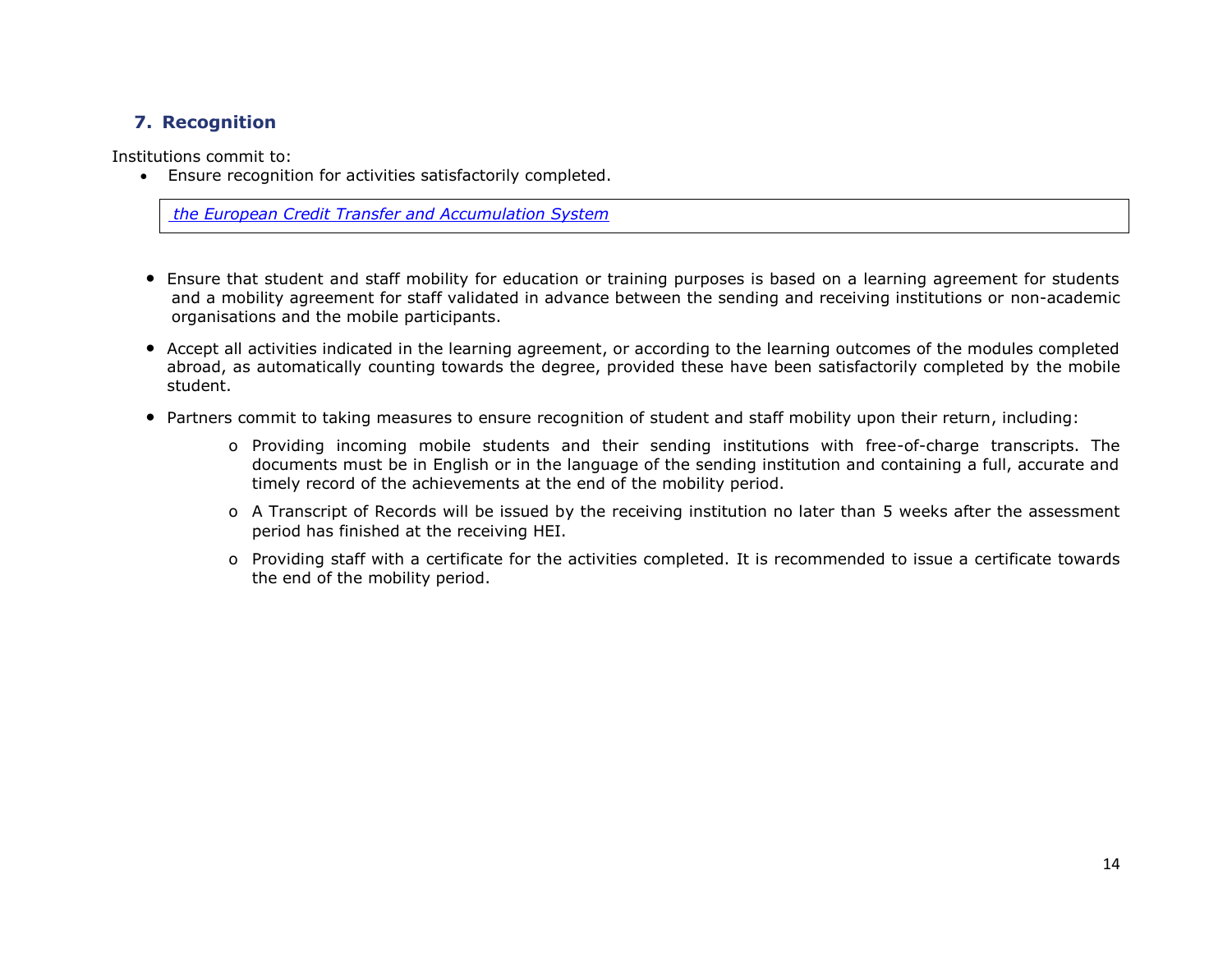## 7. Recognition

Institutions commit to:

- Ensure recognition for activities satisfactorily completed.

| *the European Credit Transfer and Accumulation System* |
|---|

- Ensure that student and staff mobility for education or training purposes is based on a learning agreement for students and a mobility agreement for staff validated in advance between the sending and receiving institutions or non-academic organisations and the mobile participants.
- Accept all activities indicated in the learning agreement, or according to the learning outcomes of the modules completed abroad, as automatically counting towards the degree, provided these have been satisfactorily completed by the mobile student.
- Partners commit to taking measures to ensure recognition of student and staff mobility upon their return, including:
  - Providing incoming mobile students and their sending institutions with free-of-charge transcripts. The documents must be in English or in the language of the sending institution and containing a full, accurate and timely record of the achievements at the end of the mobility period.
  - A Transcript of Records will be issued by the receiving institution no later than 5 weeks after the assessment period has finished at the receiving HEI.
  - Providing staff with a certificate for the activities completed. It is recommended to issue a certificate towards the end of the mobility period.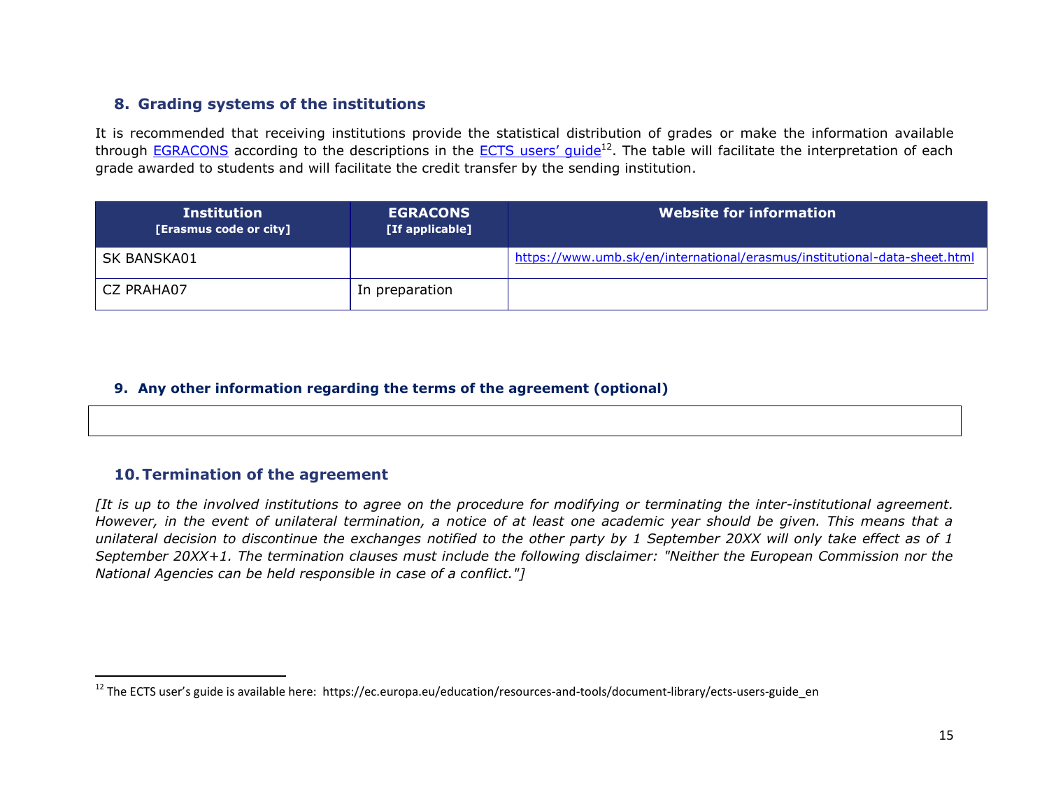## 8. Grading systems of the institutions

It is recommended that receiving institutions provide the statistical distribution of grades or make the information available through EGRACONS according to the descriptions in the ECTS users' guide[12]. The table will facilitate the interpretation of each grade awarded to students and will facilitate the credit transfer by the sending institution.

| Institution [Erasmus code or city] | EGRACONS [If applicable] | Website for information |
|---|---|---|
| SK BANSKA01 | | https://www.umb.sk/en/international/erasmus/institutional-data-sheet.html |
| CZ PRAHA07 | In preparation | |

## 9. Any other information regarding the terms of the agreement (optional)

## 10. Termination of the agreement

*[It is up to the involved institutions to agree on the procedure for modifying or terminating the inter-institutional agreement. However, in the event of unilateral termination, a notice of at least one academic year should be given. This means that a unilateral decision to discontinue the exchanges notified to the other party by 1 September 20XX will only take effect as of 1 September 20XX+1. The termination clauses must include the following disclaimer: "Neither the European Commission nor the National Agencies can be held responsible in case of a conflict."]*

[12] The ECTS user's guide is available here: https://ec.europa.eu/education/resources-and-tools/document-library/ects-users-guide_en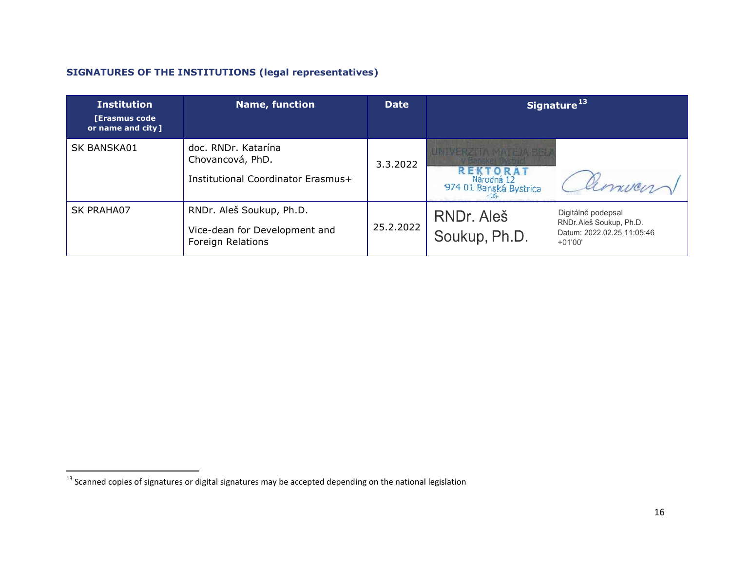**SIGNATURES OF THE INSTITUTIONS (legal representatives)**

| Institution [Erasmus code or name and city] | Name, function | Date | Signature[13] |
|---|---|---|---|
| SK BANSKA01 | doc. RNDr. Katarína Chovancová, PhD.<br><br>Institutional Coordinator Erasmus+ | 3.3.2022 | UNIVERZITA MATEJA BELA v Banskej Bystrici REKTORÁT Národná 12 974 01 Banská Bystrica -15- |
| SK PRAHA07 | RNDr. Aleš Soukup, Ph.D.<br><br>Vice-dean for Development and Foreign Relations | 25.2.2022 | RNDr. Aleš Soukup, Ph.D. Digitálně podepsal RNDr. Aleš Soukup, Ph.D. Datum: 2022.02.25 11:05:46 +01'00' |

[13] Scanned copies of signatures or digital signatures may be accepted depending on the national legislation